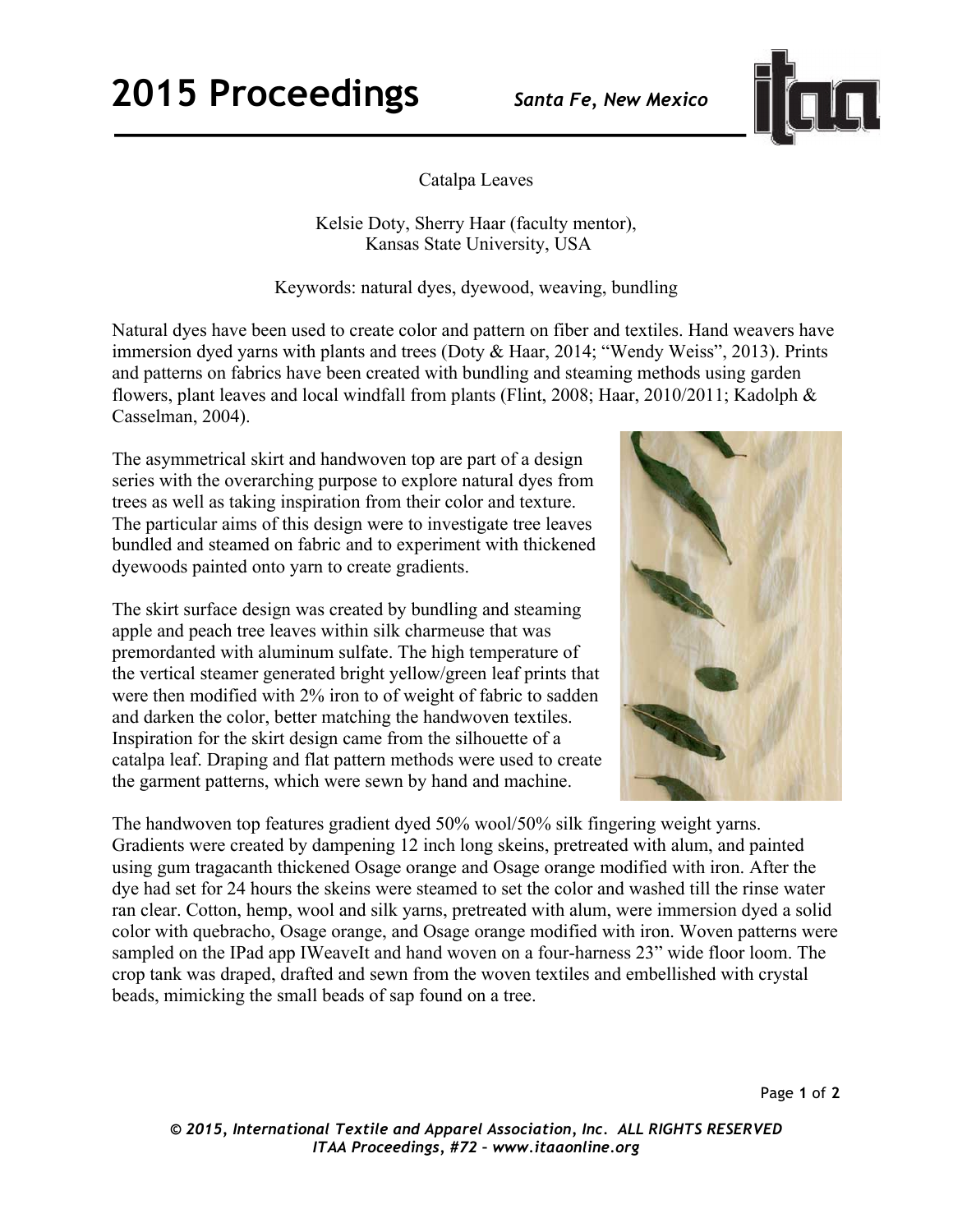# Catalpa Leaves

Kelsie Doty, Sherry Haar (faculty mentor),
Kansas State University, USA

Keywords: natural dyes, dyewood, weaving, bundling

Natural dyes have been used to create color and pattern on fiber and textiles. Hand weavers have immersion dyed yarns with plants and trees (Doty & Haar, 2014; "Wendy Weiss", 2013). Prints and patterns on fabrics have been created with bundling and steaming methods using garden flowers, plant leaves and local windfall from plants (Flint, 2008; Haar, 2010/2011; Kadolph & Casselman, 2004).

The asymmetrical skirt and handwoven top are part of a design series with the overarching purpose to explore natural dyes from trees as well as taking inspiration from their color and texture. The particular aims of this design were to investigate tree leaves bundled and steamed on fabric and to experiment with thickened dyewoods painted onto yarn to create gradients.

The skirt surface design was created by bundling and steaming apple and peach tree leaves within silk charmeuse that was premordanted with aluminum sulfate. The high temperature of the vertical steamer generated bright yellow/green leaf prints that were then modified with 2% iron to of weight of fabric to sadden and darken the color, better matching the handwoven textiles. Inspiration for the skirt design came from the silhouette of a catalpa leaf. Draping and flat pattern methods were used to create the garment patterns, which were sewn by hand and machine.

The handwoven top features gradient dyed 50% wool/50% silk fingering weight yarns. Gradients were created by dampening 12 inch long skeins, pretreated with alum, and painted using gum tragacanth thickened Osage orange and Osage orange modified with iron. After the dye had set for 24 hours the skeins were steamed to set the color and washed till the rinse water ran clear. Cotton, hemp, wool and silk yarns, pretreated with alum, were immersion dyed a solid color with quebracho, Osage orange, and Osage orange modified with iron. Woven patterns were sampled on the IPad app IWeaveIt and hand woven on a four-harness 23" wide floor loom. The crop tank was draped, drafted and sewn from the woven textiles and embellished with crystal beads, mimicking the small beads of sap found on a tree.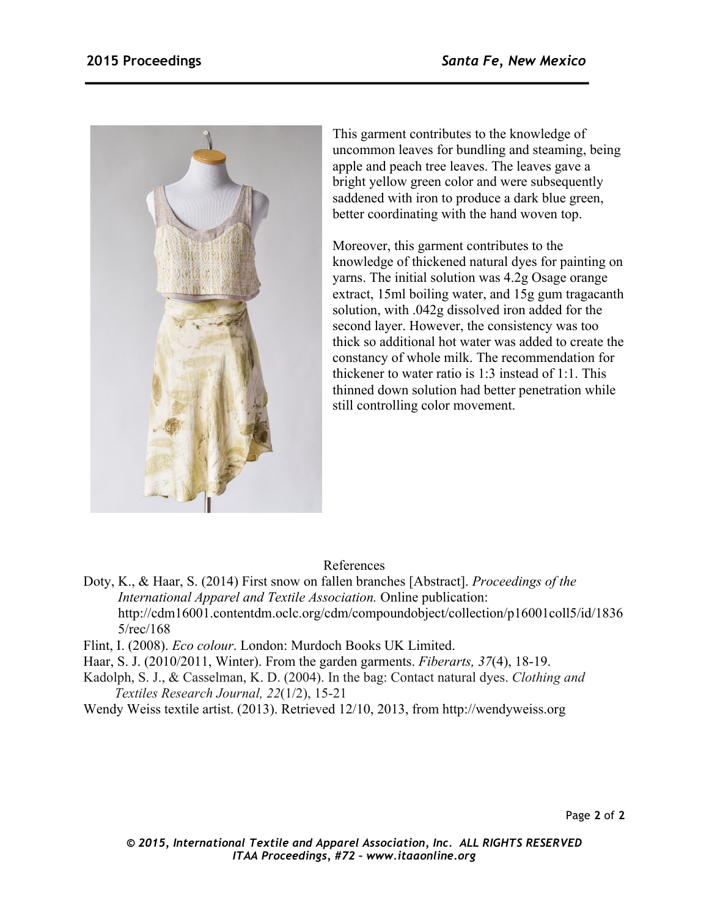This garment contributes to the knowledge of uncommon leaves for bundling and steaming, being apple and peach tree leaves. The leaves gave a bright yellow green color and were subsequently saddened with iron to produce a dark blue green, better coordinating with the hand woven top.

Moreover, this garment contributes to the knowledge of thickened natural dyes for painting on yarns. The initial solution was 4.2g Osage orange extract, 15ml boiling water, and 15g gum tragacanth solution, with .042g dissolved iron added for the second layer. However, the consistency was too thick so additional hot water was added to create the constancy of whole milk. The recommendation for thickener to water ratio is 1:3 instead of 1:1. This thinned down solution had better penetration while still controlling color movement.

References

Doty, K., & Haar, S. (2014) First snow on fallen branches [Abstract]. *Proceedings of the International Apparel and Textile Association.* Online publication: http://cdm16001.contentdm.oclc.org/cdm/compoundobject/collection/p16001coll5/id/18365/rec/168

Flint, I. (2008). *Eco colour*. London: Murdoch Books UK Limited.

Haar, S. J. (2010/2011, Winter). From the garden garments. *Fiberarts, 37*(4), 18-19.

Kadolph, S. J., & Casselman, K. D. (2004). In the bag: Contact natural dyes. *Clothing and Textiles Research Journal, 22*(1/2), 15-21

Wendy Weiss textile artist. (2013). Retrieved 12/10, 2013, from http://wendyweiss.org